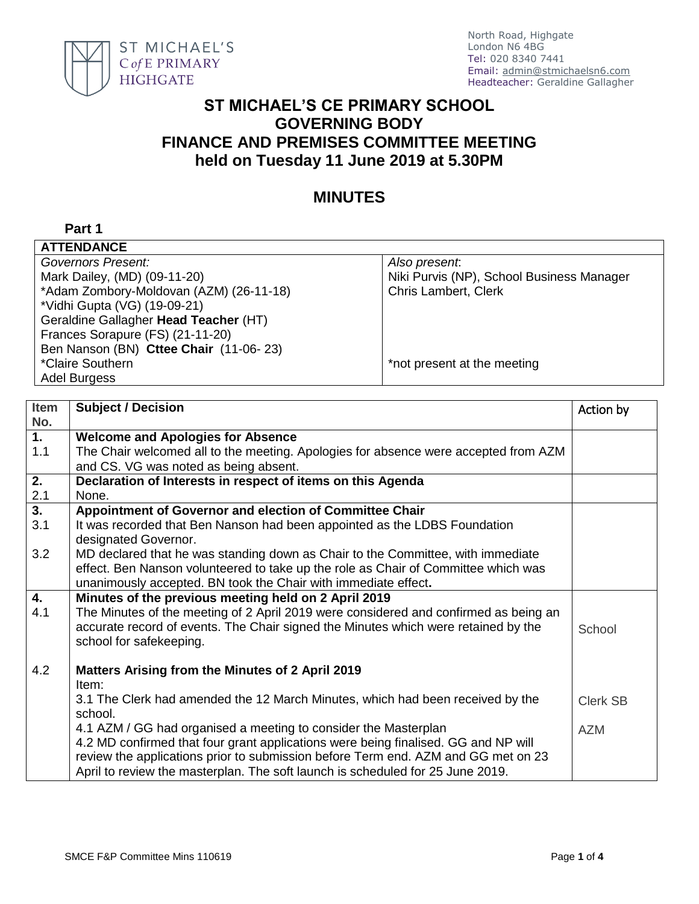ST MICHAEL'S C of E PRIMARY HIGHGATE

North Road, Highgate
London N6 4BG
Tel: 020 8340 7441
Email: admin@stmichaelsn6.com
Headteacher: Geraldine Gallagher

# ST MICHAEL'S CE PRIMARY SCHOOL GOVERNING BODY FINANCE AND PREMISES COMMITTEE MEETING held on Tuesday 11 June 2019 at 5.30PM

## MINUTES

**Part 1**

| **ATTENDANCE** | |
|---|---|
| *Governors Present:* | *Also present*: |
| Mark Dailey, (MD) (09-11-20) | Niki Purvis (NP), School Business Manager |
| *Adam Zombory-Moldovan (AZM) (26-11-18) | Chris Lambert, Clerk |
| *Vidhi Gupta (VG) (19-09-21) | |
| Geraldine Gallagher **Head Teacher** (HT) | |
| Frances Sorapure (FS) (21-11-20) | |
| Ben Nanson (BN) **Cttee Chair** (11-06- 23) | |
| *Claire Southern | *not present at the meeting |
| Adel Burgess | |

| Item No. | Subject / Decision | Action by |
|---|---|---|
| **1.** | **Welcome and Apologies for Absence** | |
| 1.1 | The Chair welcomed all to the meeting. Apologies for absence were accepted from AZM and CS. VG was noted as being absent. | |
| **2.** | **Declaration of Interests in respect of items on this Agenda** | |
| 2.1 | None. | |
| **3.** | **Appointment of Governor and election of Committee Chair** | |
| 3.1 | It was recorded that Ben Nanson had been appointed as the LDBS Foundation designated Governor. | |
| 3.2 | MD declared that he was standing down as Chair to the Committee, with immediate effect. Ben Nanson volunteered to take up the role as Chair of Committee which was unanimously accepted. BN took the Chair with immediate effect**.** | |
| **4.** | **Minutes of the previous meeting held on 2 April 2019** | |
| 4.1 | The Minutes of the meeting of 2 April 2019 were considered and confirmed as being an accurate record of events. The Chair signed the Minutes which were retained by the school for safekeeping. | School |
| 4.2 | **Matters Arising from the Minutes of 2 April 2019**<br>Item:<br>3.1 The Clerk had amended the 12 March Minutes, which had been received by the school.<br>4.1 AZM / GG had organised a meeting to consider the Masterplan<br>4.2 MD confirmed that four grant applications were being finalised. GG and NP will review the applications prior to submission before Term end. AZM and GG met on 23 April to review the masterplan. The soft launch is scheduled for 25 June 2019. | Clerk SB<br><br>AZM |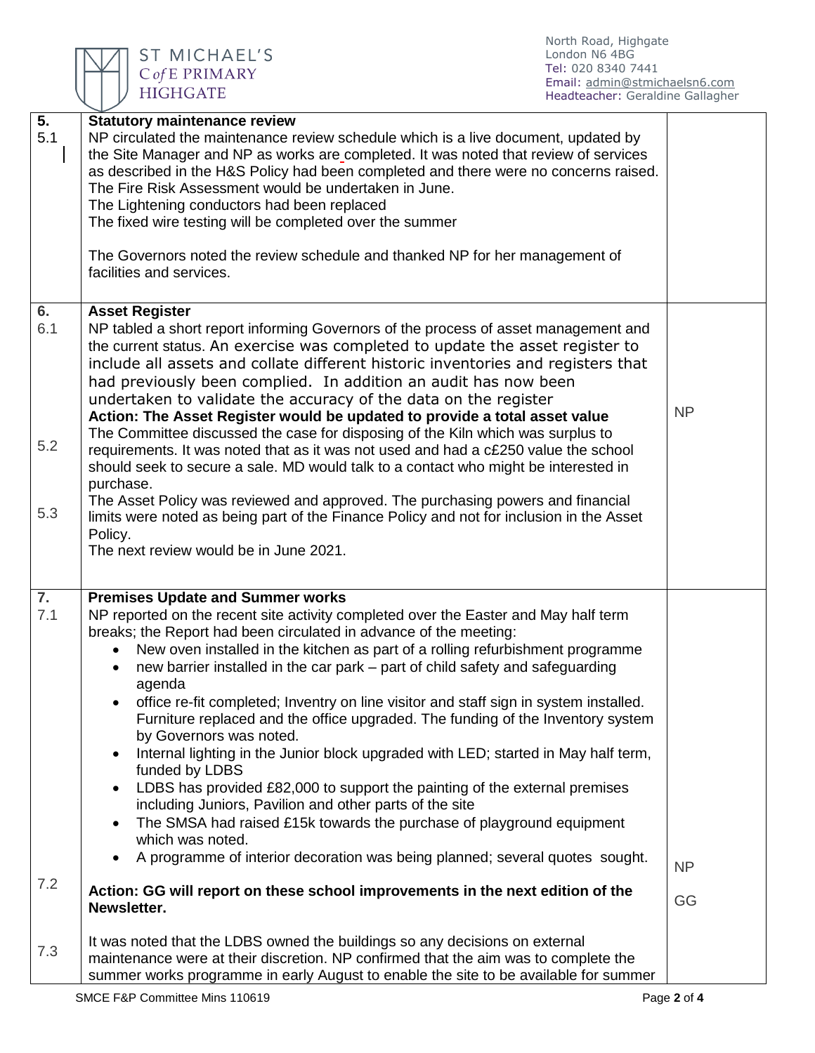| | | |
|---|---|---|
| **5.** | **Statutory maintenance review** | |
| 5.1 | NP circulated the maintenance review schedule which is a live document, updated by the Site Manager and NP as works are completed. It was noted that review of services as described in the H&S Policy had been completed and there were no concerns raised. The Fire Risk Assessment would be undertaken in June. The Lightening conductors had been replaced The fixed wire testing will be completed over the summer<br><br>The Governors noted the review schedule and thanked NP for her management of facilities and services. | |
| **6.** | **Asset Register** | |
| 6.1 | NP tabled a short report informing Governors of the process of asset management and the current status. An exercise was completed to update the asset register to include all assets and collate different historic inventories and registers that had previously been complied. In addition an audit has now been undertaken to validate the accuracy of the data on the register<br>**Action: The Asset Register would be updated to provide a total asset value** | NP |
| 5.2 | The Committee discussed the case for disposing of the Kiln which was surplus to requirements. It was noted that as it was not used and had a c£250 value the school should seek to secure a sale. MD would talk to a contact who might be interested in purchase. | |
| 5.3 | The Asset Policy was reviewed and approved. The purchasing powers and financial limits were noted as being part of the Finance Policy and not for inclusion in the Asset Policy.<br>The next review would be in June 2021. | |
| **7.** | **Premises Update and Summer works** | |
| 7.1 | NP reported on the recent site activity completed over the Easter and May half term breaks; the Report had been circulated in advance of the meeting:<br>• New oven installed in the kitchen as part of a rolling refurbishment programme<br>• new barrier installed in the car park – part of child safety and safeguarding agenda<br>• office re-fit completed; Inventry on line visitor and staff sign in system installed. Furniture replaced and the office upgraded. The funding of the Inventory system by Governors was noted.<br>• Internal lighting in the Junior block upgraded with LED; started in May half term, funded by LDBS<br>• LDBS has provided £82,000 to support the painting of the external premises including Juniors, Pavilion and other parts of the site<br>• The SMSA had raised £15k towards the purchase of playground equipment which was noted.<br>• A programme of interior decoration was being planned; several quotes sought. | NP |
| 7.2 | **Action: GG will report on these school improvements in the next edition of the Newsletter.** | GG |
| 7.3 | It was noted that the LDBS owned the buildings so any decisions on external maintenance were at their discretion. NP confirmed that the aim was to complete the summer works programme in early August to enable the site to be available for summer | |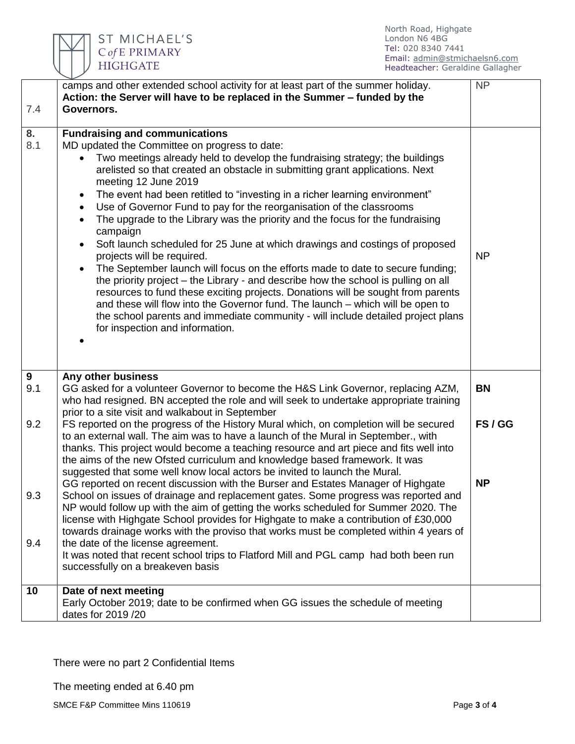| | | |
|---|---|---|
| 7.4 | camps and other extended school activity for at least part of the summer holiday. **Action: the Server will have to be replaced in the Summer – funded by the Governors.** | NP |
| **8.**<br>8.1 | **Fundraising and communications**<br>MD updated the Committee on progress to date:<br>• Two meetings already held to develop the fundraising strategy; the buildings arelisted so that created an obstacle in submitting grant applications. Next meeting 12 June 2019<br>• The event had been retitled to "investing in a richer learning environment"<br>• Use of Governor Fund to pay for the reorganisation of the classrooms<br>• The upgrade to the Library was the priority and the focus for the fundraising campaign<br>• Soft launch scheduled for 25 June at which drawings and costings of proposed projects will be required.<br>• The September launch will focus on the efforts made to date to secure funding; the priority project – the Library - and describe how the school is pulling on all resources to fund these exciting projects. Donations will be sought from parents and these will flow into the Governor fund. The launch – which will be open to the school parents and immediate community - will include detailed project plans for inspection and information.<br>• | NP |
| **9**<br>9.1 | **Any other business**<br>GG asked for a volunteer Governor to become the H&S Link Governor, replacing AZM, who had resigned. BN accepted the role and will seek to undertake appropriate training prior to a site visit and walkabout in September | **BN** |
| 9.2 | FS reported on the progress of the History Mural which, on completion will be secured to an external wall. The aim was to have a launch of the Mural in September., with thanks. This project would become a teaching resource and art piece and fits well into the aims of the new Ofsted curriculum and knowledge based framework. It was suggested that some well know local actors be invited to launch the Mural. | **FS / GG** |
| 9.3 | GG reported on recent discussion with the Burser and Estates Manager of Highgate School on issues of drainage and replacement gates. Some progress was reported and NP would follow up with the aim of getting the works scheduled for Summer 2020. The license with Highgate School provides for Highgate to make a contribution of £30,000 towards drainage works with the proviso that works must be completed within 4 years of the date of the license agreement. | **NP** |
| 9.4 | It was noted that recent school trips to Flatford Mill and PGL camp had both been run successfully on a breakeven basis | |
| **10** | **Date of next meeting**<br>Early October 2019; date to be confirmed when GG issues the schedule of meeting dates for 2019 /20 | |

There were no part 2 Confidential Items

The meeting ended at 6.40 pm

SMCE F&P Committee Mins 110619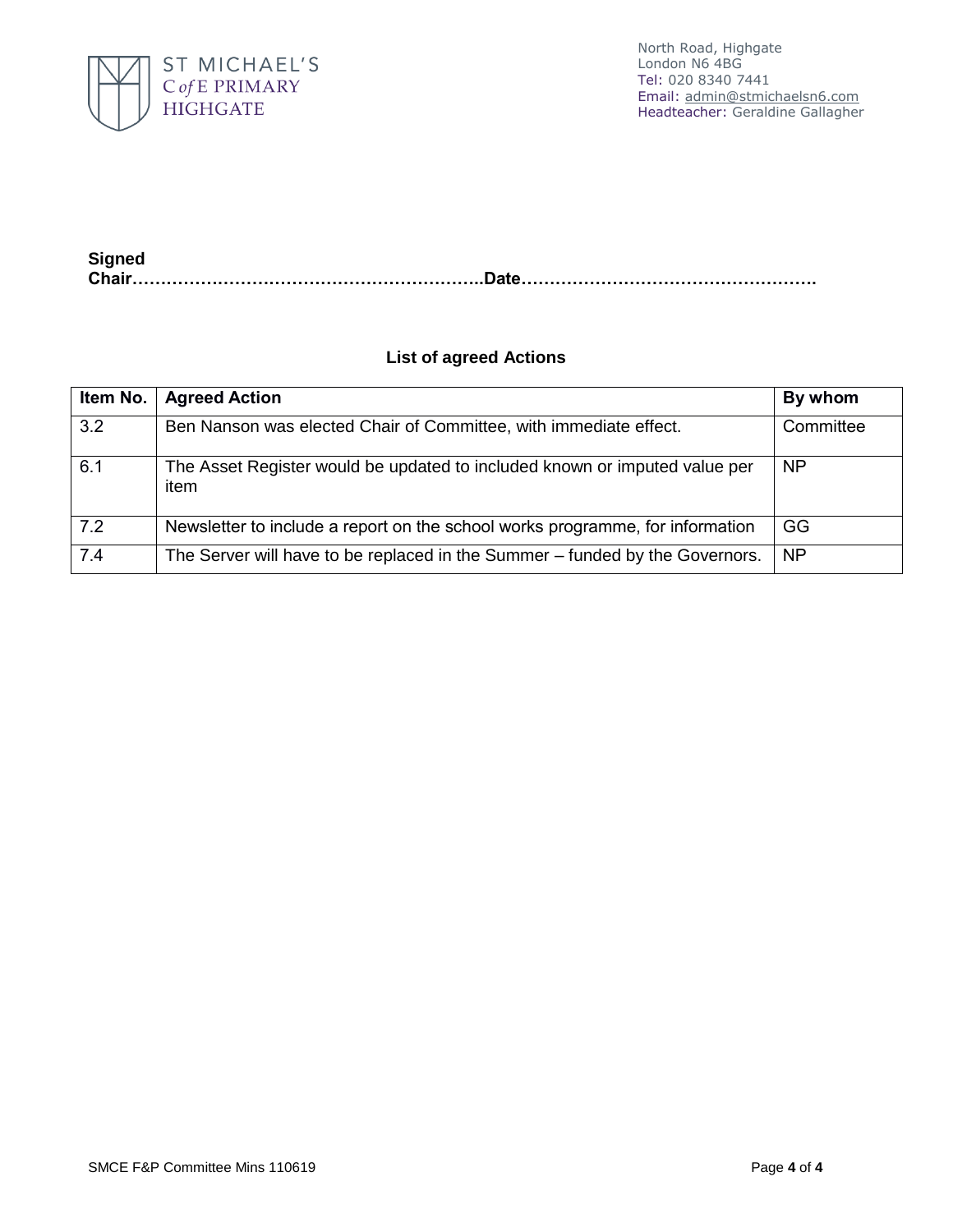ST MICHAEL'S
C *of* E PRIMARY
HIGHGATE

North Road, Highgate
London N6 4BG
Tel: 020 8340 7441
Email: admin@stmichaelsn6.com
Headteacher: Geraldine Gallagher

**Signed Chair…………………………………………………..Date…………………………………………….**

### List of agreed Actions

| Item No. | Agreed Action | By whom |
|---|---|---|
| 3.2 | Ben Nanson was elected Chair of Committee, with immediate effect. | Committee |
| 6.1 | The Asset Register would be updated to included known or imputed value per item | NP |
| 7.2 | Newsletter to include a report on the school works programme, for information | GG |
| 7.4 | The Server will have to be replaced in the Summer – funded by the Governors. | NP |